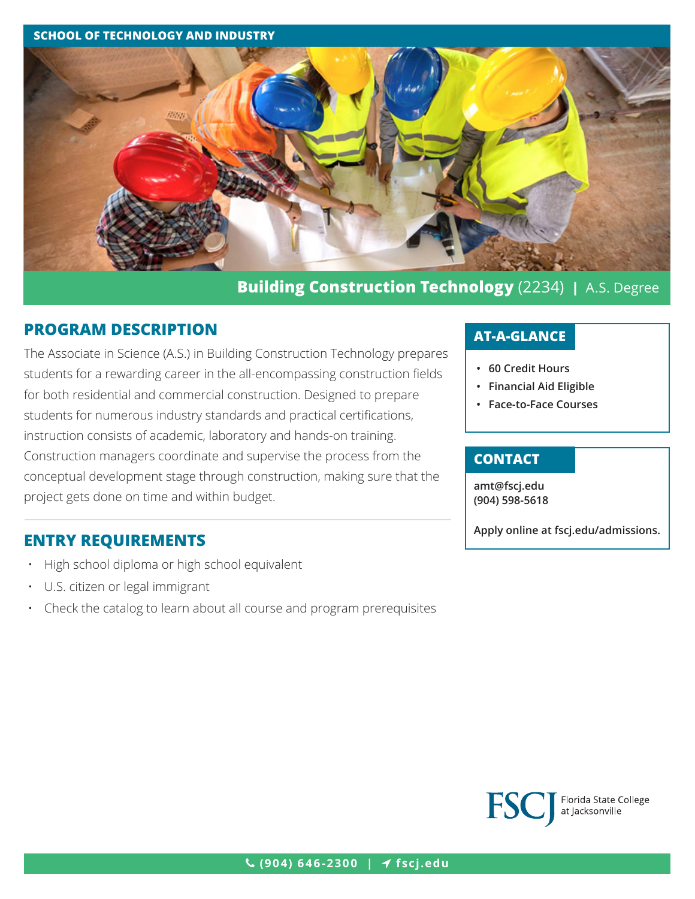SCHOOL OF TECHNOLOGY AND INDUSTRY

# Building Construction Technology (2234) | A.S. Degree

## PROGRAM DESCRIPTION

The Associate in Science (A.S.) in Building Construction Technology prepares students for a rewarding career in the all-encompassing construction fields for both residential and commercial construction. Designed to prepare students for numerous industry standards and practical certifications, instruction consists of academic, laboratory and hands-on training. Construction managers coordinate and supervise the process from the conceptual development stage through construction, making sure that the project gets done on time and within budget.

## ENTRY REQUIREMENTS

- High school diploma or high school equivalent
- U.S. citizen or legal immigrant
- Check the catalog to learn about all course and program prerequisites

## AT-A-GLANCE

- **60 Credit Hours**
- **Financial Aid Eligible**
- **Face-to-Face Courses**

## CONTACT

**amt@fscj.edu**
**(904) 598-5618**

**Apply online at fscj.edu/admissions.**

FSCJ Florida State College at Jacksonville

(904) 646-2300 | fscj.edu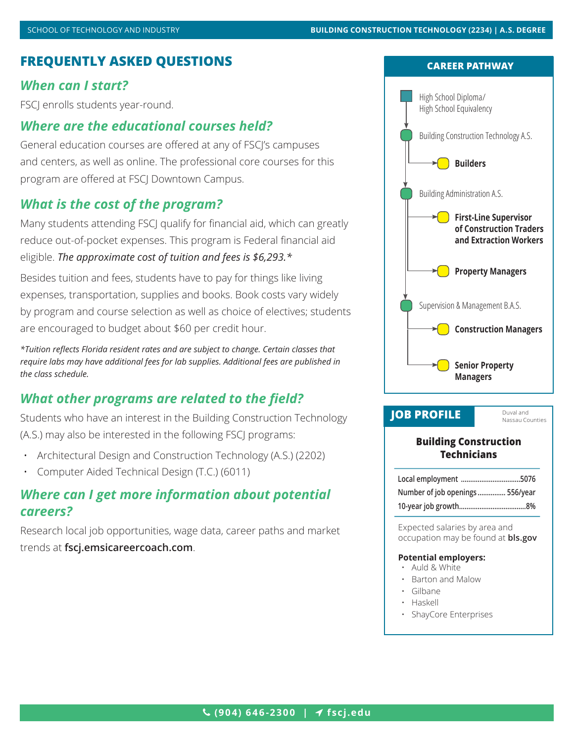## FREQUENTLY ASKED QUESTIONS

### *When can I start?*

FSCJ enrolls students year-round.

### *Where are the educational courses held?*

General education courses are offered at any of FSCJ's campuses and centers, as well as online. The professional core courses for this program are offered at FSCJ Downtown Campus.

### *What is the cost of the program?*

Many students attending FSCJ qualify for financial aid, which can greatly reduce out-of-pocket expenses. This program is Federal financial aid eligible. *The approximate cost of tuition and fees is $6,293.**

Besides tuition and fees, students have to pay for things like living expenses, transportation, supplies and books. Book costs vary widely by program and course selection as well as choice of electives; students are encouraged to budget about $60 per credit hour.

**Tuition reflects Florida resident rates and are subject to change. Certain classes that require labs may have additional fees for lab supplies. Additional fees are published in the class schedule.*

### *What other programs are related to the field?*

Students who have an interest in the Building Construction Technology (A.S.) may also be interested in the following FSCJ programs:

- Architectural Design and Construction Technology (A.S.) (2202)
- Computer Aided Technical Design (T.C.) (6011)

### *Where can I get more information about potential careers?*

Research local job opportunities, wage data, career paths and market trends at **fscj.emsicareercoach.com**.

## CAREER PATHWAY

- High School Diploma/ High School Equivalency
- Building Construction Technology A.S.
  - **Builders**
- Building Administration A.S.
  - **First-Line Supervisor of Construction Traders and Extraction Workers**
  - **Property Managers**
- Supervision & Management B.A.S.
  - **Construction Managers**
  - **Senior Property Managers**

## JOB PROFILE

Duval and Nassau Counties

### Building Construction Technicians

Local employment ................................5076

Number of job openings ............... 556/year

10-year job growth....................................8%

Expected salaries by area and occupation may be found at **bls.gov**

**Potential employers:**

- Auld & White
- Barton and Malow
- Gilbane
- Haskell
- ShayCore Enterprises

**(904) 646-2300 | fscj.edu**